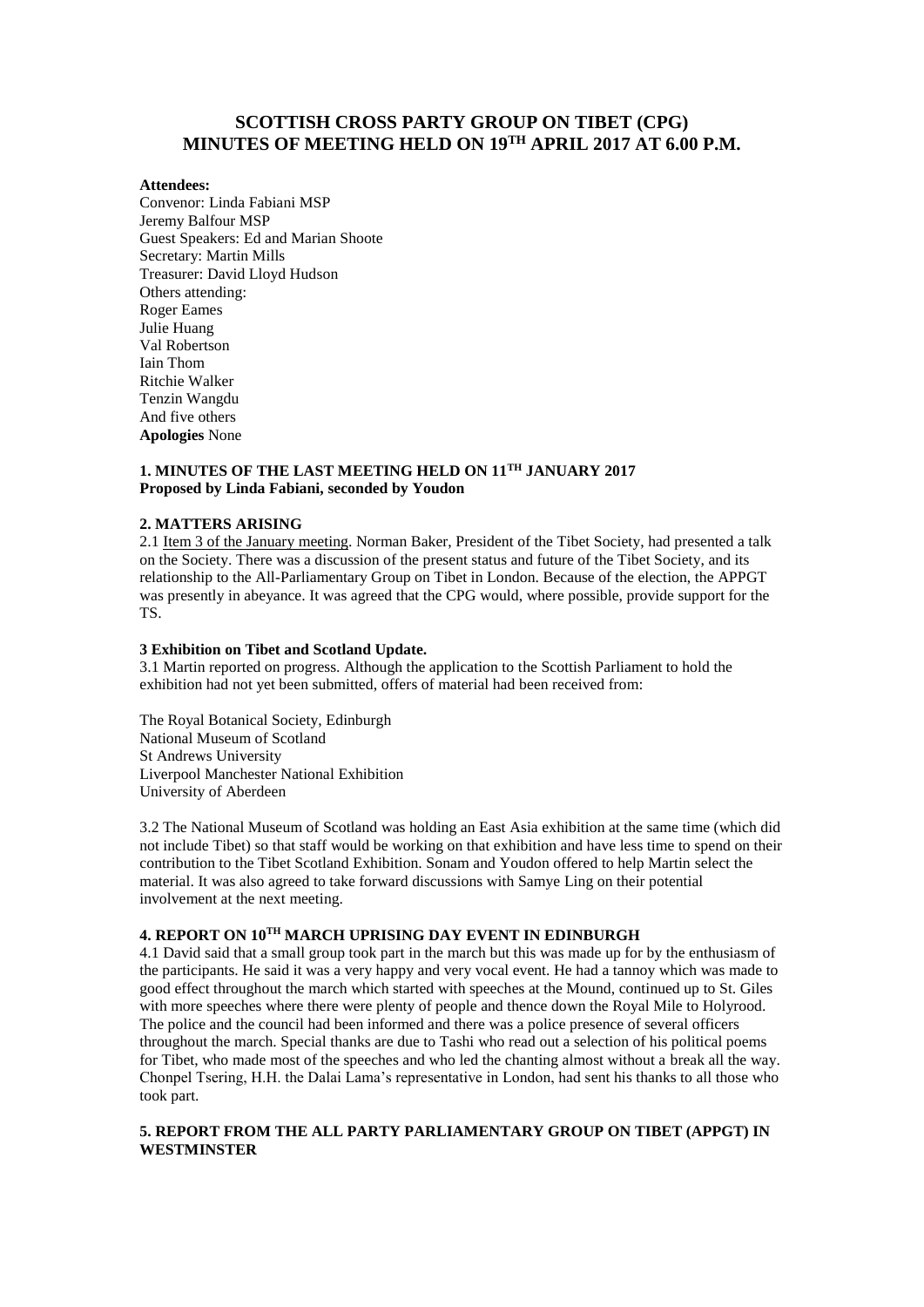# SCOTTISH CROSS PARTY GROUP ON TIBET (CPG) MINUTES OF MEETING HELD ON 19TH APRIL 2017 AT 6.00 P.M.

**Attendees:**
Convenor: Linda Fabiani MSP
Jeremy Balfour MSP
Guest Speakers: Ed and Marian Shoote
Secretary: Martin Mills
Treasurer: David Lloyd Hudson
Others attending:
Roger Eames
Julie Huang
Val Robertson
Iain Thom
Ritchie Walker
Tenzin Wangdu
And five others
**Apologies** None

### 1. MINUTES OF THE LAST MEETING HELD ON 11TH JANUARY 2017

**Proposed by Linda Fabiani, seconded by Youdon**

### 2. MATTERS ARISING

2.1 Item 3 of the January meeting. Norman Baker, President of the Tibet Society, had presented a talk on the Society. There was a discussion of the present status and future of the Tibet Society, and its relationship to the All-Parliamentary Group on Tibet in London. Because of the election, the APPGT was presently in abeyance. It was agreed that the CPG would, where possible, provide support for the TS.

### 3 Exhibition on Tibet and Scotland Update.

3.1 Martin reported on progress. Although the application to the Scottish Parliament to hold the exhibition had not yet been submitted, offers of material had been received from:

The Royal Botanical Society, Edinburgh
National Museum of Scotland
St Andrews University
Liverpool Manchester National Exhibition
University of Aberdeen

3.2 The National Museum of Scotland was holding an East Asia exhibition at the same time (which did not include Tibet) so that staff would be working on that exhibition and have less time to spend on their contribution to the Tibet Scotland Exhibition. Sonam and Youdon offered to help Martin select the material. It was also agreed to take forward discussions with Samye Ling on their potential involvement at the next meeting.

### 4. REPORT ON 10TH MARCH UPRISING DAY EVENT IN EDINBURGH

4.1 David said that a small group took part in the march but this was made up for by the enthusiasm of the participants. He said it was a very happy and very vocal event. He had a tannoy which was made to good effect throughout the march which started with speeches at the Mound, continued up to St. Giles with more speeches where there were plenty of people and thence down the Royal Mile to Holyrood. The police and the council had been informed and there was a police presence of several officers throughout the march. Special thanks are due to Tashi who read out a selection of his political poems for Tibet, who made most of the speeches and who led the chanting almost without a break all the way. Chonpel Tsering, H.H. the Dalai Lama's representative in London, had sent his thanks to all those who took part.

### 5. REPORT FROM THE ALL PARTY PARLIAMENTARY GROUP ON TIBET (APPGT) IN WESTMINSTER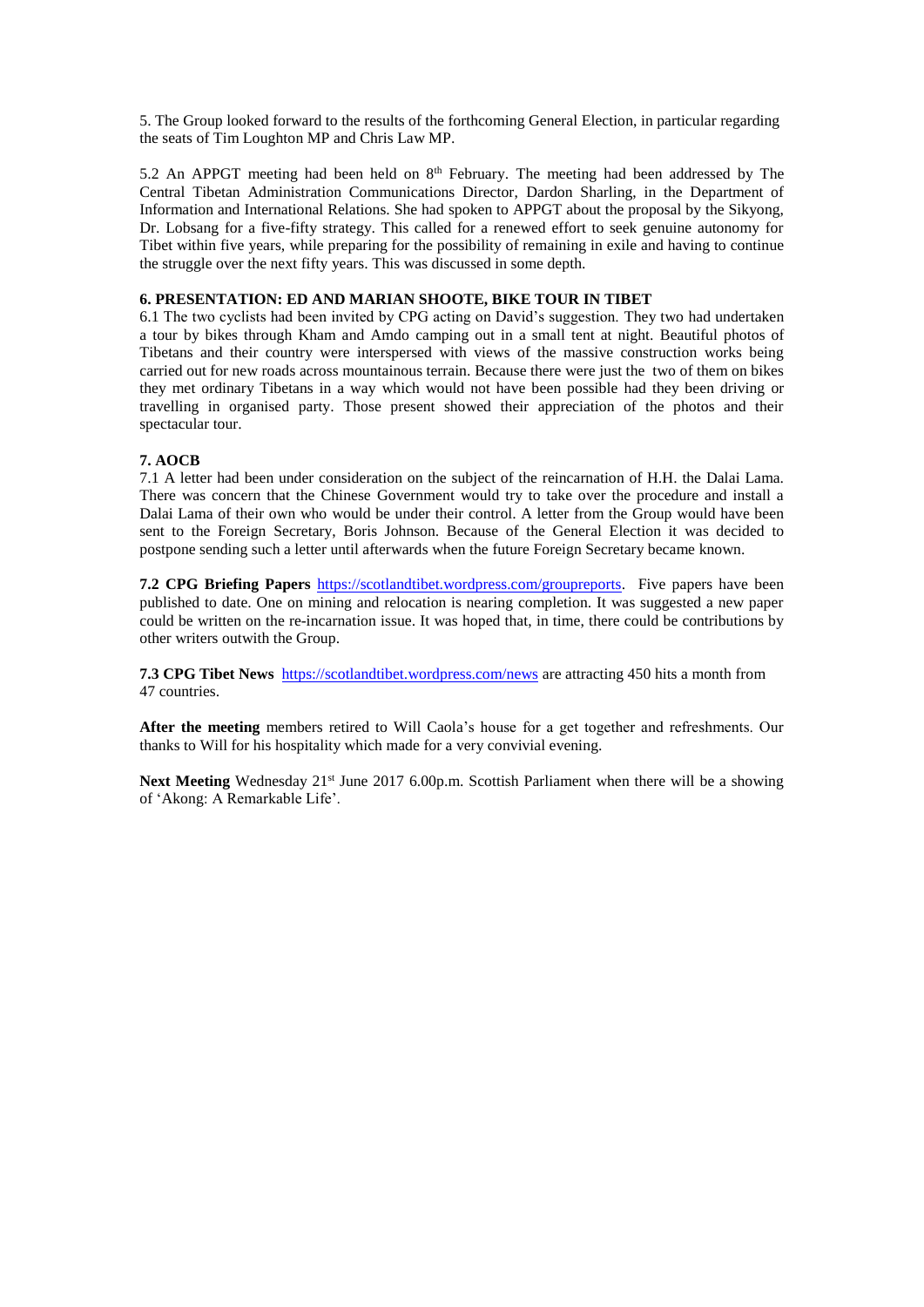5. The Group looked forward to the results of the forthcoming General Election, in particular regarding the seats of Tim Loughton MP and Chris Law MP.

5.2 An APPGT meeting had been held on 8th February. The meeting had been addressed by The Central Tibetan Administration Communications Director, Dardon Sharling, in the Department of Information and International Relations. She had spoken to APPGT about the proposal by the Sikyong, Dr. Lobsang for a five-fifty strategy. This called for a renewed effort to seek genuine autonomy for Tibet within five years, while preparing for the possibility of remaining in exile and having to continue the struggle over the next fifty years. This was discussed in some depth.

**6. PRESENTATION: ED AND MARIAN SHOOTE, BIKE TOUR IN TIBET**

6.1 The two cyclists had been invited by CPG acting on David's suggestion. They two had undertaken a tour by bikes through Kham and Amdo camping out in a small tent at night. Beautiful photos of Tibetans and their country were interspersed with views of the massive construction works being carried out for new roads across mountainous terrain. Because there were just the two of them on bikes they met ordinary Tibetans in a way which would not have been possible had they been driving or travelling in organised party. Those present showed their appreciation of the photos and their spectacular tour.

**7. AOCB**

7.1 A letter had been under consideration on the subject of the reincarnation of H.H. the Dalai Lama. There was concern that the Chinese Government would try to take over the procedure and install a Dalai Lama of their own who would be under their control. A letter from the Group would have been sent to the Foreign Secretary, Boris Johnson. Because of the General Election it was decided to postpone sending such a letter until afterwards when the future Foreign Secretary became known.

**7.2 CPG Briefing Papers** https://scotlandtibet.wordpress.com/groupreports. Five papers have been published to date. One on mining and relocation is nearing completion. It was suggested a new paper could be written on the re-incarnation issue. It was hoped that, in time, there could be contributions by other writers outwith the Group.

**7.3 CPG Tibet News** https://scotlandtibet.wordpress.com/news are attracting 450 hits a month from 47 countries.

**After the meeting** members retired to Will Caola's house for a get together and refreshments. Our thanks to Will for his hospitality which made for a very convivial evening.

**Next Meeting** Wednesday 21st June 2017 6.00p.m. Scottish Parliament when there will be a showing of 'Akong: A Remarkable Life'.